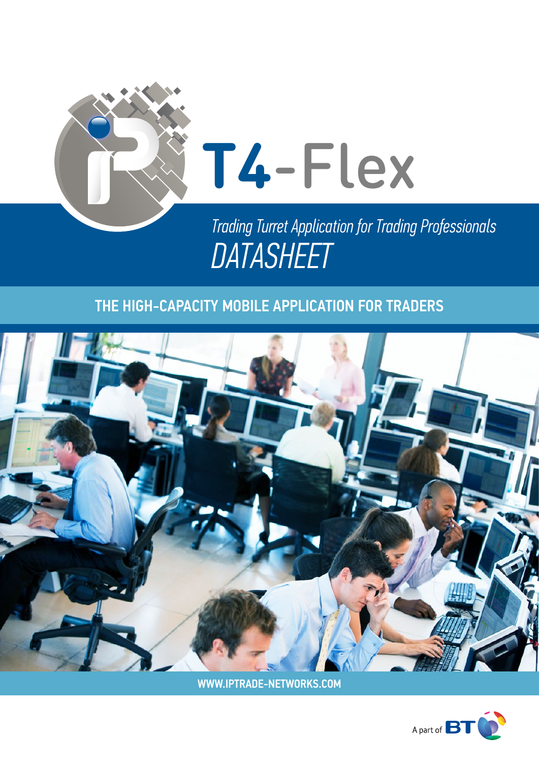# T4-Flex

*Trading Turret Application for Trading Professionals*

*DATASHEET*

## THE HIGH-CAPACITY MOBILE APPLICATION FOR TRADERS

WWW.IPTRADE-NETWORKS.COM

A part of BT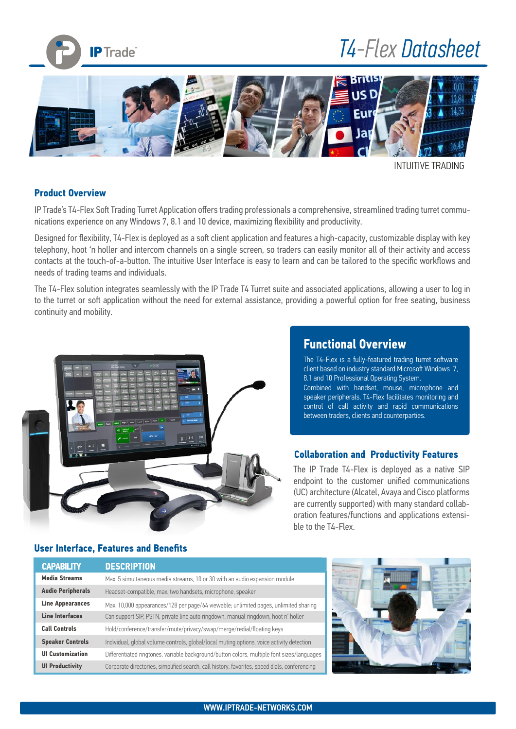# T4-Flex Datasheet

INTUITIVE TRADING

## Product Overview

IP Trade's T4-Flex Soft Trading Turret Application offers trading professionals a comprehensive, streamlined trading turret communications experience on any Windows 7, 8.1 and 10 device, maximizing flexibility and productivity.

Designed for flexibility, T4-Flex is deployed as a soft client application and features a high-capacity, customizable display with key telephony, hoot 'n holler and intercom channels on a single screen, so traders can easily monitor all of their activity and access contacts at the touch-of-a-button. The intuitive User Interface is easy to learn and can be tailored to the specific workflows and needs of trading teams and individuals.

The T4-Flex solution integrates seamlessly with the IP Trade T4 Turret suite and associated applications, allowing a user to log in to the turret or soft application without the need for external assistance, providing a powerful option for free seating, business continuity and mobility.

## Functional Overview

The T4-Flex is a fully-featured trading turret software client based on industry standard Microsoft Windows 7, 8.1 and 10 Professional Operating System.
Combined with handset, mouse, microphone and speaker peripherals, T4-Flex facilitates monitoring and control of call activity and rapid communications between traders, clients and counterparties.

## Collaboration and Productivity Features

The IP Trade T4-Flex is deployed as a native SIP endpoint to the customer unified communications (UC) architecture (Alcatel, Avaya and Cisco platforms are currently supported) with many standard collaboration features/functions and applications extensible to the T4-Flex.

## User Interface, Features and Benefits

| CAPABILITY | DESCRIPTION |
|---|---|
| **Media Streams** | Max. 5 simultaneous media streams, 10 or 30 with an audio expansion module |
| **Audio Peripherals** | Headset-compatible, max. two handsets, microphone, speaker |
| **Line Appearances** | Max. 10,000 appearances/128 per page/64 viewable; unlimited pages, unlimited sharing |
| **Line Interfaces** | Can support SIP, PSTN, private line auto ringdown, manual ringdown, hoot n' holler |
| **Call Controls** | Hold/conference/transfer/mute/privacy/swap/merge/redial/floating keys |
| **Speaker Controls** | Individual, global volume controls, global/local muting options, voice activity detection |
| **UI Customization** | Differentiated ringtones, variable background/button colors, multiple font sizes/languages |
| **UI Productivity** | Corporate directories, simplified search, call history, favorites, speed dials, conferencing |

WWW.IPTRADE-NETWORKS.COM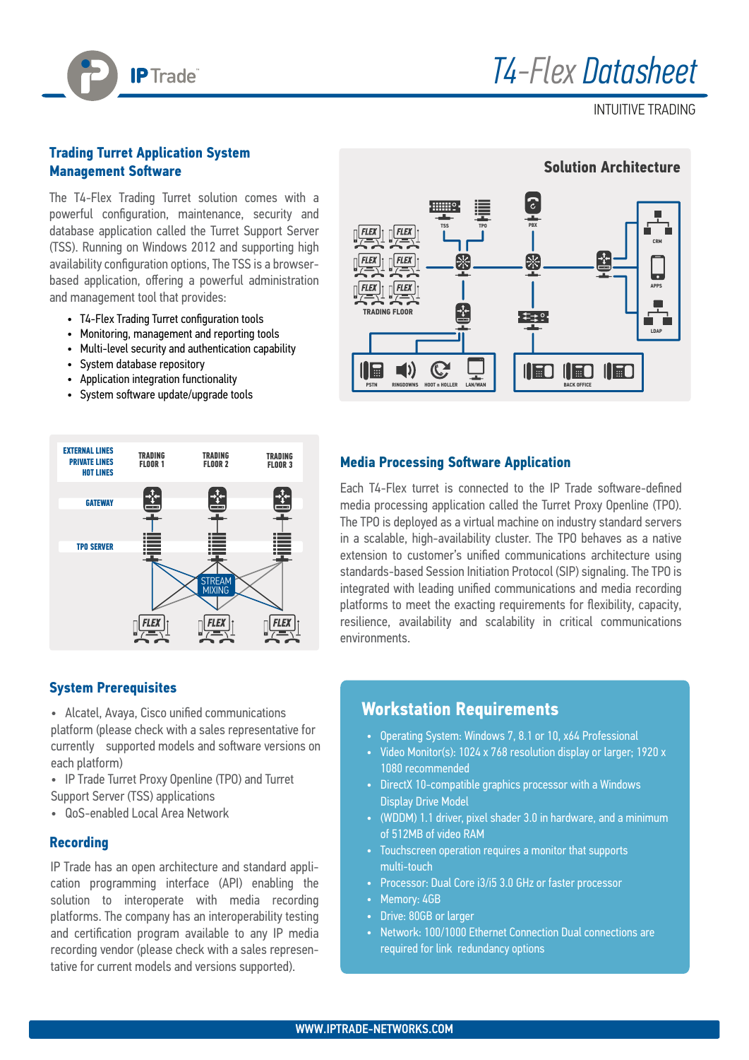# T4-Flex Datasheet

INTUITIVE TRADING

## Trading Turret Application System Management Software

The T4-Flex Trading Turret solution comes with a powerful configuration, maintenance, security and database application called the Turret Support Server (TSS). Running on Windows 2012 and supporting high availability configuration options, The TSS is a browser-based application, offering a powerful administration and management tool that provides:

- T4-Flex Trading Turret configuration tools
- Monitoring, management and reporting tools
- Multi-level security and authentication capability
- System database repository
- Application integration functionality
- System software update/upgrade tools

## Solution Architecture

## Media Processing Software Application

Each T4-Flex turret is connected to the IP Trade software-defined media processing application called the Turret Proxy Openline (TPO). The TPO is deployed as a virtual machine on industry standard servers in a scalable, high-availability cluster. The TPO behaves as a native extension to customer's unified communications architecture using standards-based Session Initiation Protocol (SIP) signaling. The TPO is integrated with leading unified communications and media recording platforms to meet the exacting requirements for flexibility, capacity, resilience, availability and scalability in critical communications environments.

## System Prerequisites

- Alcatel, Avaya, Cisco unified communications platform (please check with a sales representative for currently supported models and software versions on each platform)
- IP Trade Turret Proxy Openline (TPO) and Turret Support Server (TSS) applications
- QoS-enabled Local Area Network

## Recording

IP Trade has an open architecture and standard application programming interface (API) enabling the solution to interoperate with media recording platforms. The company has an interoperability testing and certification program available to any IP media recording vendor (please check with a sales representative for current models and versions supported).

## Workstation Requirements

- Operating System: Windows 7, 8.1 or 10, x64 Professional
- Video Monitor(s): 1024 x 768 resolution display or larger; 1920 x 1080 recommended
- DirectX 10-compatible graphics processor with a Windows Display Drive Model
- (WDDM) 1.1 driver, pixel shader 3.0 in hardware, and a minimum of 512MB of video RAM
- Touchscreen operation requires a monitor that supports multi-touch
- Processor: Dual Core i3/i5 3.0 GHz or faster processor
- Memory: 4GB
- Drive: 80GB or larger
- Network: 100/1000 Ethernet Connection Dual connections are required for link redundancy options

WWW.IPTRADE-NETWORKS.COM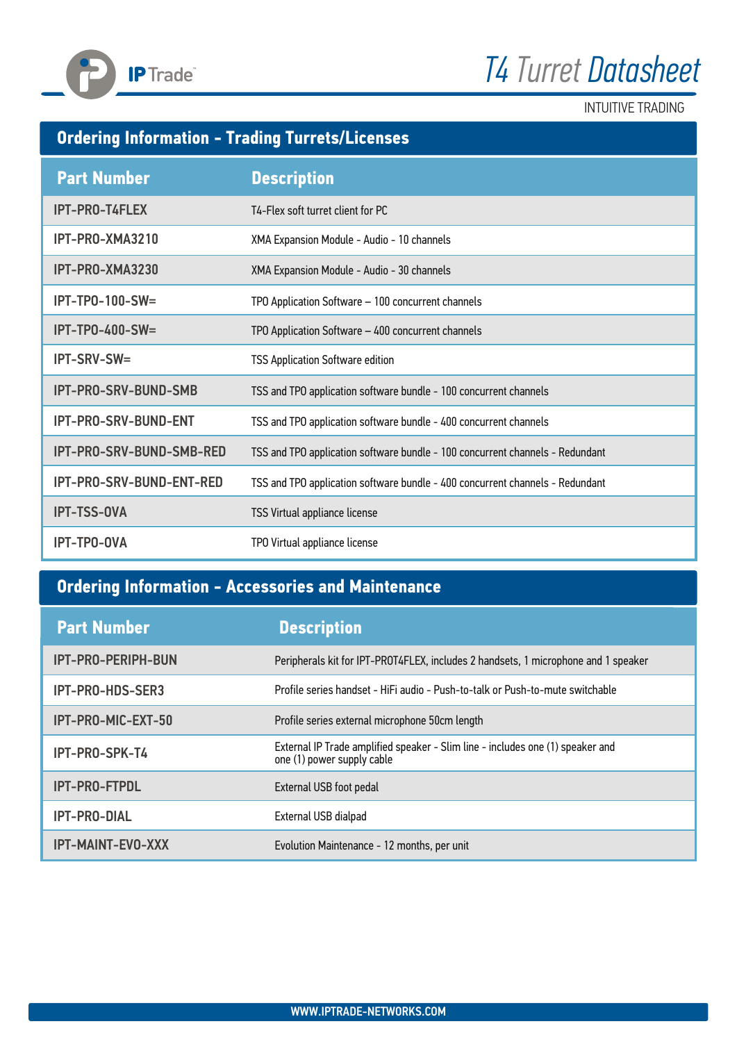## Ordering Information - Trading Turrets/Licenses

| Part Number | Description |
|---|---|
| IPT-PRO-T4FLEX | T4-Flex soft turret client for PC |
| IPT-PRO-XMA3210 | XMA Expansion Module - Audio - 10 channels |
| IPT-PRO-XMA3230 | XMA Expansion Module - Audio - 30 channels |
| IPT-TPO-100-SW= | TPO Application Software – 100 concurrent channels |
| IPT-TPO-400-SW= | TPO Application Software – 400 concurrent channels |
| IPT-SRV-SW= | TSS Application Software edition |
| IPT-PRO-SRV-BUND-SMB | TSS and TPO application software bundle - 100 concurrent channels |
| IPT-PRO-SRV-BUND-ENT | TSS and TPO application software bundle - 400 concurrent channels |
| IPT-PRO-SRV-BUND-SMB-RED | TSS and TPO application software bundle - 100 concurrent channels - Redundant |
| IPT-PRO-SRV-BUND-ENT-RED | TSS and TPO application software bundle - 400 concurrent channels - Redundant |
| IPT-TSS-OVA | TSS Virtual appliance license |
| IPT-TPO-OVA | TPO Virtual appliance license |

## Ordering Information - Accessories and Maintenance

| Part Number | Description |
|---|---|
| IPT-PRO-PERIPH-BUN | Peripherals kit for IPT-PROT4FLEX, includes 2 handsets, 1 microphone and 1 speaker |
| IPT-PRO-HDS-SER3 | Profile series handset - HiFi audio - Push-to-talk or Push-to-mute switchable |
| IPT-PRO-MIC-EXT-50 | Profile series external microphone 50cm length |
| IPT-PRO-SPK-T4 | External IP Trade amplified speaker - Slim line - includes one (1) speaker and one (1) power supply cable |
| IPT-PRO-FTPDL | External USB foot pedal |
| IPT-PRO-DIAL | External USB dialpad |
| IPT-MAINT-EVO-XXX | Evolution Maintenance - 12 months, per unit |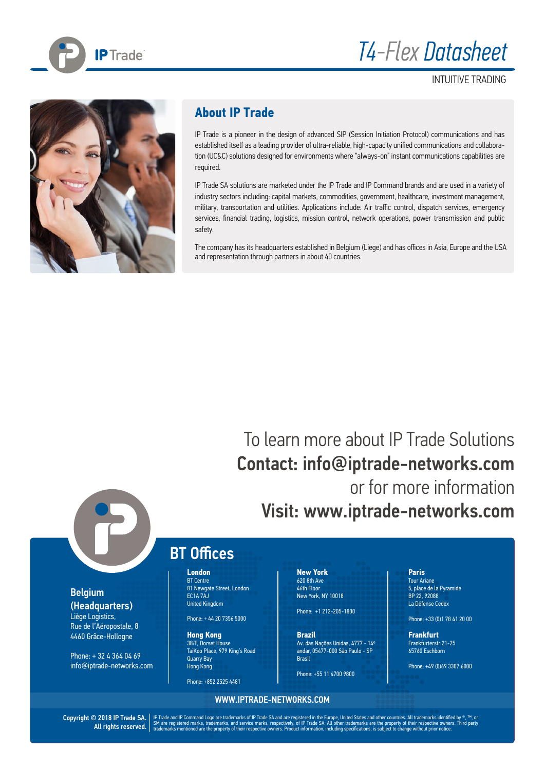# T4-Flex Datasheet

INTUITIVE TRADING

## About IP Trade

IP Trade is a pioneer in the design of advanced SIP (Session Initiation Protocol) communications and has established itself as a leading provider of ultra-reliable, high-capacity unified communications and collaboration (UC&C) solutions designed for environments where "always-on" instant communications capabilities are required.

IP Trade SA solutions are marketed under the IP Trade and IP Command brands and are used in a variety of industry sectors including: capital markets, commodities, government, healthcare, investment management, military, transportation and utilities. Applications include: Air traffic control, dispatch services, emergency services, financial trading, logistics, mission control, network operations, power transmission and public safety.

The company has its headquarters established in Belgium (Liege) and has offices in Asia, Europe and the USA and representation through partners in about 40 countries.

To learn more about IP Trade Solutions
**Contact: info@iptrade-networks.com**
or for more information
**Visit: www.iptrade-networks.com**

**Belgium (Headquarters)**
Liège Logistics,
Rue de l'Aéropostale, 8
4460 Grâce-Hollogne

Phone: + 32 4 364 04 69
info@iptrade-networks.com

## BT Offices

**London**
BT Centre
81 Newgate Street, London
EC1A 7AJ
United Kingdom

Phone: + 44 20 7356 5000

**Hong Kong**
38/F, Dorset House
TaiKoo Place, 979 King's Road
Quarry Bay
Hong Kong

Phone: +852 2525 4481

**New York**
620 8th Ave
46th Floor
New York, NY 10018

Phone: +1 212-205-1800

**Brazil**
Av. das Nações Unidas, 4777 - 14º
andar, 05477-000 São Paulo - SP
Brasil

Phone: +55 11 4700 9800

**Paris**
Tour Ariane
5, place de la Pyramide
BP 22, 92088
La Défense Cedex

Phone: +33 (0)1 78 41 20 00

**Frankfurt**
Frankfurterstr 21-25
65760 Eschborn

Phone: +49 (0)69 3307 6000

WWW.IPTRADE-NETWORKS.COM

**Copyright © 2018 IP Trade SA. All rights reserved.**
IP Trade and IP Command Logo are trademarks of IP Trade SA and are registered in the Europe, United States and other countries. All trademarks identified by ®, ™, or SM are registered marks, trademarks, and service marks, respectively, of IP Trade SA. All other trademarks are the property of their respective owners. Third party trademarks mentioned are the property of their respective owners. Product information, including specifications, is subject to change without prior notice.